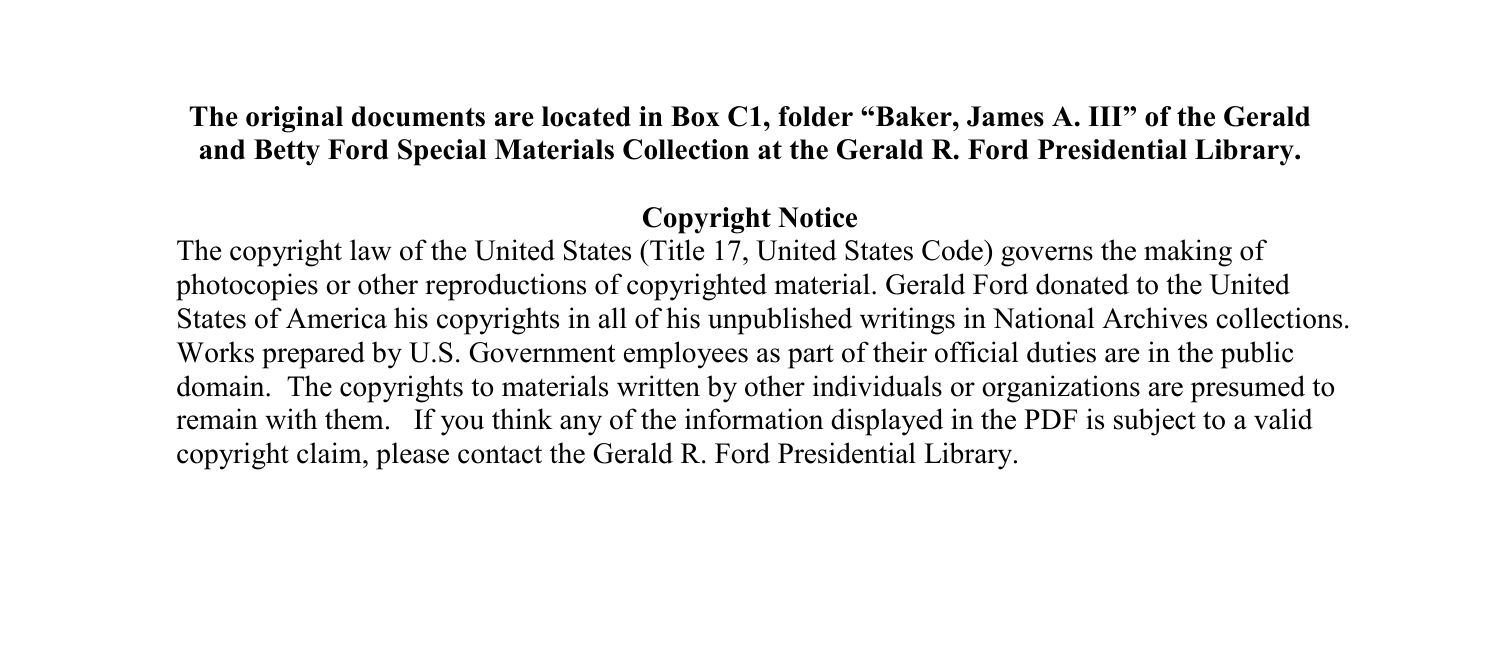**The original documents are located in Box C1, folder "Baker, James A. III" of the Gerald and Betty Ford Special Materials Collection at the Gerald R. Ford Presidential Library.**

## Copyright Notice

The copyright law of the United States (Title 17, United States Code) governs the making of photocopies or other reproductions of copyrighted material. Gerald Ford donated to the United States of America his copyrights in all of his unpublished writings in National Archives collections. Works prepared by U.S. Government employees as part of their official duties are in the public domain. The copyrights to materials written by other individuals or organizations are presumed to remain with them. If you think any of the information displayed in the PDF is subject to a valid copyright claim, please contact the Gerald R. Ford Presidential Library.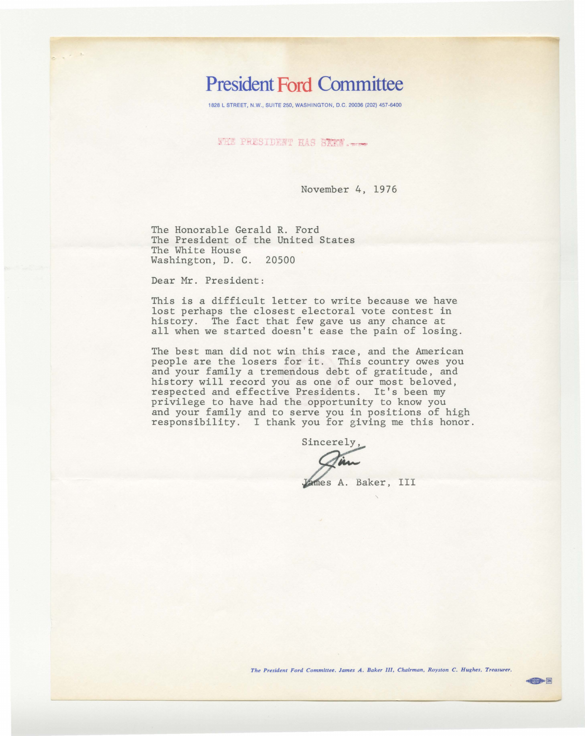# President Ford Committee

1828 L STREET, N.W., SUITE 250, WASHINGTON, D.C. 20036 (202) 457-6400

THE PRESIDENT HAS SEEN....

November 4, 1976

The Honorable Gerald R. Ford
The President of the United States
The White House
Washington, D. C. 20500

Dear Mr. President:

This is a difficult letter to write because we have lost perhaps the closest electoral vote contest in history. The fact that few gave us any chance at all when we started doesn't ease the pain of losing.

The best man did not win this race, and the American people are the losers for it. This country owes you and your family a tremendous debt of gratitude, and history will record you as one of our most beloved, respected and effective Presidents. It's been my privilege to have had the opportunity to know you and your family and to serve you in positions of high responsibility. I thank you for giving me this honor.

Sincerely,

Jim

James A. Baker, III

*The President Ford Committee, James A. Baker III, Chairman, Royston C. Hughes, Treasurer.*